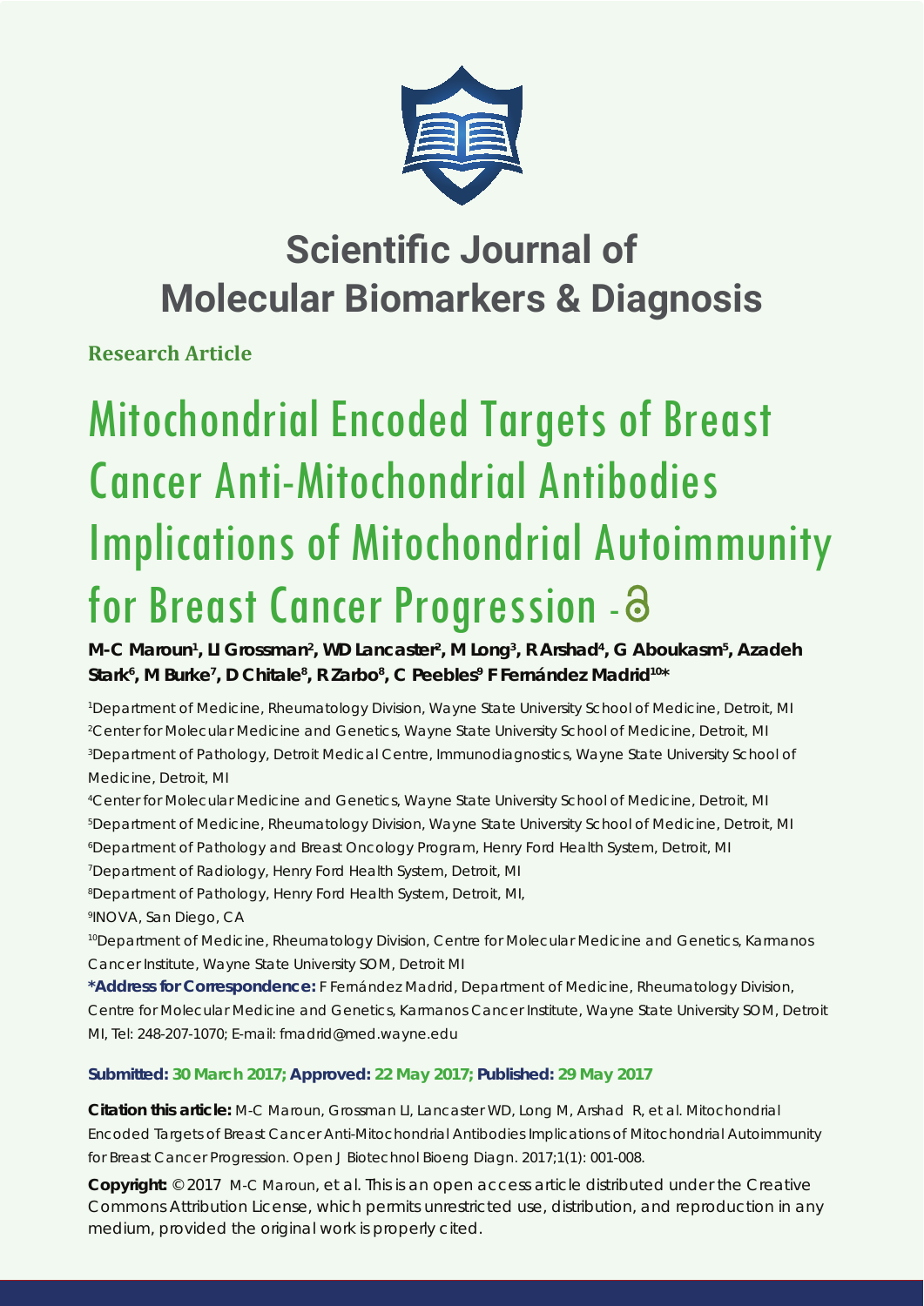# Scientific Journal of Molecular Biomarkers & Diagnosis

**Research Article**

# Mitochondrial Encoded Targets of Breast Cancer Anti-Mitochondrial Antibodies Implications of Mitochondrial Autoimmunity for Breast Cancer Progression -

**M-C Maroun[1], LI Grossman[2], WD Lancaster[2], M Long[3], R Arshad[4], G Aboukasm[5], Azadeh Stark[6], M Burke[7], D Chitale[8], R Zarbo[8], C Peebles[9] F Fernández Madrid[10]***

[1]Department of Medicine, Rheumatology Division, Wayne State University School of Medicine, Detroit, MI
[2]Center for Molecular Medicine and Genetics, Wayne State University School of Medicine, Detroit, MI
[3]Department of Pathology, Detroit Medical Centre, Immunodiagnostics, Wayne State University School of Medicine, Detroit, MI
[4]Center for Molecular Medicine and Genetics, Wayne State University School of Medicine, Detroit, MI
[5]Department of Medicine, Rheumatology Division, Wayne State University School of Medicine, Detroit, MI
[6]Department of Pathology and Breast Oncology Program, Henry Ford Health System, Detroit, MI
[7]Department of Radiology, Henry Ford Health System, Detroit, MI
[8]Department of Pathology, Henry Ford Health System, Detroit, MI,
[9]INOVA, San Diego, CA
[10]Department of Medicine, Rheumatology Division, Centre for Molecular Medicine and Genetics, Karmanos Cancer Institute, Wayne State University SOM, Detroit MI

**\*Address for Correspondence:** F Fernández Madrid, Department of Medicine, Rheumatology Division, Centre for Molecular Medicine and Genetics, Karmanos Cancer Institute, Wayne State University SOM, Detroit MI, Tel: 248-207-1070; E-mail: fmadrid@med.wayne.edu

**Submitted: 30 March 2017; Approved: 22 May 2017; Published: 29 May 2017**

**Citation this article:** M-C Maroun, Grossman LI, Lancaster WD, Long M, Arshad R, et al. Mitochondrial Encoded Targets of Breast Cancer Anti-Mitochondrial Antibodies Implications of Mitochondrial Autoimmunity for Breast Cancer Progression. Open J Biotechnol Bioeng Diagn. 2017;1(1): 001-008.

**Copyright:** © 2017 M-C Maroun, et al. This is an open access article distributed under the Creative Commons Attribution License, which permits unrestricted use, distribution, and reproduction in any medium, provided the original work is properly cited.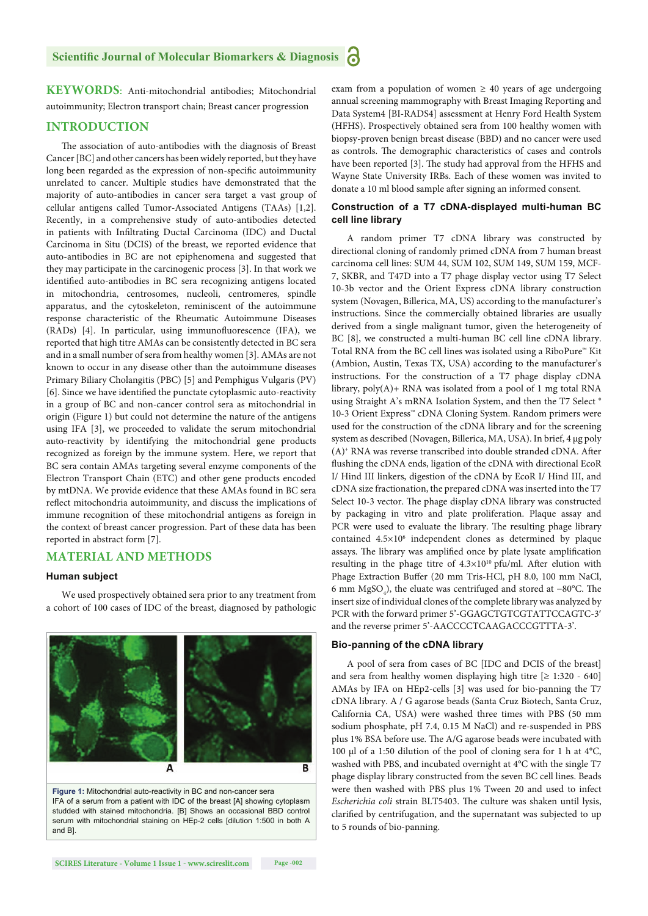**KEYWORDS:** Anti-mitochondrial antibodies; Mitochondrial autoimmunity; Electron transport chain; Breast cancer progression

## INTRODUCTION

The association of auto-antibodies with the diagnosis of Breast Cancer [BC] and other cancers has been widely reported, but they have long been regarded as the expression of non-specific autoimmunity unrelated to cancer. Multiple studies have demonstrated that the majority of auto-antibodies in cancer sera target a vast group of cellular antigens called Tumor-Associated Antigens (TAAs) [1,2]. Recently, in a comprehensive study of auto-antibodies detected in patients with Infiltrating Ductal Carcinoma (IDC) and Ductal Carcinoma in Situ (DCIS) of the breast, we reported evidence that auto-antibodies in BC are not epiphenomena and suggested that they may participate in the carcinogenic process [3]. In that work we identified auto-antibodies in BC sera recognizing antigens located in mitochondria, centrosomes, nucleoli, centromeres, spindle apparatus, and the cytoskeleton, reminiscent of the autoimmune response characteristic of the Rheumatic Autoimmune Diseases (RADs) [4]. In particular, using immunofluorescence (IFA), we reported that high titre AMAs can be consistently detected in BC sera and in a small number of sera from healthy women [3]. AMAs are not known to occur in any disease other than the autoimmune diseases Primary Biliary Cholangitis (PBC) [5] and Pemphigus Vulgaris (PV) [6]. Since we have identified the punctate cytoplasmic auto-reactivity in a group of BC and non-cancer control sera as mitochondrial in origin (Figure 1) but could not determine the nature of the antigens using IFA [3], we proceeded to validate the serum mitochondrial auto-reactivity by identifying the mitochondrial gene products recognized as foreign by the immune system. Here, we report that BC sera contain AMAs targeting several enzyme components of the Electron Transport Chain (ETC) and other gene products encoded by mtDNA. We provide evidence that these AMAs found in BC sera reflect mitochondria autoimmunity, and discuss the implications of immune recognition of these mitochondrial antigens as foreign in the context of breast cancer progression. Part of these data has been reported in abstract form [7].

## MATERIAL AND METHODS

### Human subject

We used prospectively obtained sera prior to any treatment from a cohort of 100 cases of IDC of the breast, diagnosed by pathologic exam from a population of women ≥ 40 years of age undergoing annual screening mammography with Breast Imaging Reporting and Data System4 [BI-RADS4] assessment at Henry Ford Health System (HFHS). Prospectively obtained sera from 100 healthy women with biopsy-proven benign breast disease (BBD) and no cancer were used as controls. The demographic characteristics of cases and controls have been reported [3]. The study had approval from the HFHS and Wayne State University IRBs. Each of these women was invited to donate a 10 ml blood sample after signing an informed consent.

Figure 1: Mitochondrial auto-reactivity in BC and non-cancer sera
IFA of a serum from a patient with IDC of the breast [A] showing cytoplasm studded with stained mitochondria. [B] Shows an occasional BBD control serum with mitochondrial staining on HEp-2 cells [dilution 1:500 in both A and B].

### Construction of a T7 cDNA-displayed multi-human BC cell line library

A random primer T7 cDNA library was constructed by directional cloning of randomly primed cDNA from 7 human breast carcinoma cell lines: SUM 44, SUM 102, SUM 149, SUM 159, MCF-7, SKBR, and T47D into a T7 phage display vector using T7 Select 10-3b vector and the Orient Express cDNA library construction system (Novagen, Billerica, MA, US) according to the manufacturer's instructions. Since the commercially obtained libraries are usually derived from a single malignant tumor, given the heterogeneity of BC [8], we constructed a multi-human BC cell line cDNA library. Total RNA from the BC cell lines was isolated using a RiboPure™ Kit (Ambion, Austin, Texas TX, USA) according to the manufacturer's instructions. For the construction of a T7 phage display cDNA library, poly(A)+ RNA was isolated from a pool of 1 mg total RNA using Straight A's mRNA Isolation System, and then the T7 Select ® 10-3 Orient Express™ cDNA Cloning System. Random primers were used for the construction of the cDNA library and for the screening system as described (Novagen, Billerica, MA, USA). In brief, 4 μg poly (A)+ RNA was reverse transcribed into double stranded cDNA. After flushing the cDNA ends, ligation of the cDNA with directional EcoR I/ Hind III linkers, digestion of the cDNA by EcoR I/ Hind III, and cDNA size fractionation, the prepared cDNA was inserted into the T7 Select 10-3 vector. The phage display cDNA library was constructed by packaging in vitro and plate proliferation. Plaque assay and PCR were used to evaluate the library. The resulting phage library contained $4.5 \times 10^6$ independent clones as determined by plaque assays. The library was amplified once by plate lysate amplification resulting in the phage titre of $4.3 \times 10^{10}$ pfu/ml. After elution with Phage Extraction Buffer (20 mm Tris-HCl, pH 8.0, 100 mm NaCl, 6 mm $MgSO_4$), the eluate was centrifuged and stored at −80°C. The insert size of individual clones of the complete library was analyzed by PCR with the forward primer 5'-GGAGCTGTCGTATTCCAGTC-3' and the reverse primer 5'-AACCCCTCAAGACCCGTTTA-3'.

### Bio-panning of the cDNA library

A pool of sera from cases of BC [IDC and DCIS of the breast] and sera from healthy women displaying high titre [≥ 1:320 - 640] AMAs by IFA on HEp2-cells [3] was used for bio-panning the T7 cDNA library. A / G agarose beads (Santa Cruz Biotech, Santa Cruz, California CA, USA) were washed three times with PBS (50 mm sodium phosphate, pH 7.4, 0.15 M NaCl) and re-suspended in PBS plus 1% BSA before use. The A/G agarose beads were incubated with 100 μl of a 1:50 dilution of the pool of cloning sera for 1 h at 4°C, washed with PBS, and incubated overnight at 4°C with the single T7 phage display library constructed from the seven BC cell lines. Beads were then washed with PBS plus 1% Tween 20 and used to infect *Escherichia coli* strain BLT5403. The culture was shaken until lysis, clarified by centrifugation, and the supernatant was subjected to up to 5 rounds of bio-panning.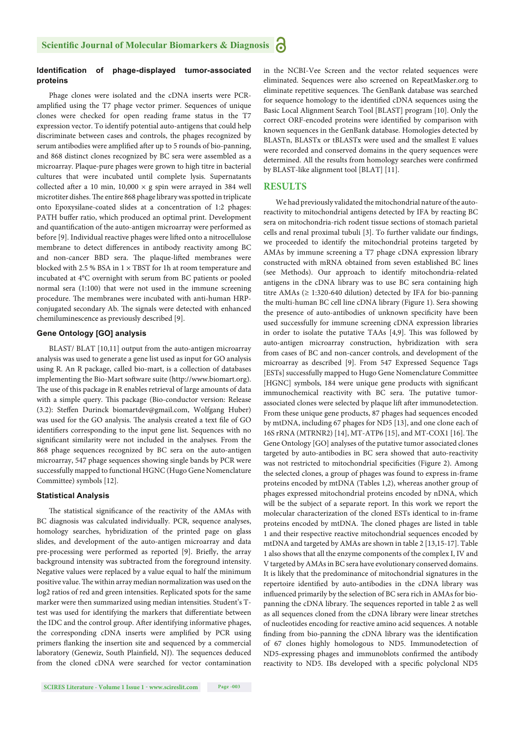### Identification of phage-displayed tumor-associated proteins

Phage clones were isolated and the cDNA inserts were PCR-amplified using the T7 phage vector primer. Sequences of unique clones were checked for open reading frame status in the T7 expression vector. To identify potential auto-antigens that could help discriminate between cases and controls, the phages recognized by serum antibodies were amplified after up to 5 rounds of bio-panning, and 868 distinct clones recognized by BC sera were assembled as a microarray. Plaque-pure phages were grown to high titre in bacterial cultures that were incubated until complete lysis. Supernatants collected after a 10 min, 10,000 × g spin were arrayed in 384 well microtiter dishes. The entire 868 phage library was spotted in triplicate onto Epoxysilane-coated slides at a concentration of 1:2 phages: PATH buffer ratio, which produced an optimal print. Development and quantification of the auto-antigen microarray were performed as before [9]. Individual reactive phages were lifted onto a nitrocellulose membrane to detect differences in antibody reactivity among BC and non-cancer BBD sera. The plaque-lifted membranes were blocked with 2.5 % BSA in 1 × TBST for 1h at room temperature and incubated at 4°C overnight with serum from BC patients or pooled normal sera (1:100) that were not used in the immune screening procedure. The membranes were incubated with anti-human HRP-conjugated secondary Ab. The signals were detected with enhanced chemiluminescence as previously described [9].

### Gene Ontology [GO] analysis

BLAST/ BLAT [10,11] output from the auto-antigen microarray analysis was used to generate a gene list used as input for GO analysis using R. An R package, called bio-mart, is a collection of databases implementing the Bio-Mart software suite (http://www.biomart.org). The use of this package in R enables retrieval of large amounts of data with a simple query. This package (Bio-conductor version: Release (3.2): Steffen Durinck biomartdev@gmail.com, Wolfgang Huber) was used for the GO analysis. The analysis created a text file of GO identifiers corresponding to the input gene list. Sequences with no significant similarity were not included in the analyses. From the 868 phage sequences recognized by BC sera on the auto-antigen microarray, 547 phage sequences showing single bands by PCR were successfully mapped to functional HGNC (Hugo Gene Nomenclature Committee) symbols [12].

### Statistical Analysis

The statistical significance of the reactivity of the AMAs with BC diagnosis was calculated individually. PCR, sequence analyses, homology searches, hybridization of the printed page on glass slides, and development of the auto-antigen microarray and data pre-processing were performed as reported [9]. Briefly, the array background intensity was subtracted from the foreground intensity. Negative values were replaced by a value equal to half the minimum positive value. The within array median normalization was used on the log2 ratios of red and green intensities. Replicated spots for the same marker were then summarized using median intensities. Student's T-test was used for identifying the markers that differentiate between the IDC and the control group. After identifying informative phages, the corresponding cDNA inserts were amplified by PCR using primers flanking the insertion site and sequenced by a commercial laboratory (Genewiz, South Plainfield, NJ). The sequences deduced from the cloned cDNA were searched for vector contamination in the NCBI-Vee Screen and the vector related sequences were eliminated. Sequences were also screened on RepeatMasker.org to eliminate repetitive sequences. The GenBank database was searched for sequence homology to the identified cDNA sequences using the Basic Local Alignment Search Tool [BLAST] program [10]. Only the correct ORF-encoded proteins were identified by comparison with known sequences in the GenBank database. Homologies detected by BLASTn, BLASTx or tBLASTx were used and the smallest E values were recorded and conserved domains in the query sequences were determined. All the results from homology searches were confirmed by BLAST-like alignment tool [BLAT] [11].

## RESULTS

We had previously validated the mitochondrial nature of the auto-reactivity to mitochondrial antigens detected by IFA by reacting BC sera on mitochondria-rich rodent tissue sections of stomach parietal cells and renal proximal tubuli [3]. To further validate our findings, we proceeded to identify the mitochondrial proteins targeted by AMAs by immune screening a T7 phage cDNA expression library constructed with mRNA obtained from seven established BC lines (see Methods). Our approach to identify mitochondria-related antigens in the cDNA library was to use BC sera containing high titre AMAs (≥ 1:320-640 dilution) detected by IFA for bio-panning the multi-human BC cell line cDNA library (Figure 1). Sera showing the presence of auto-antibodies of unknown specificity have been used successfully for immune screening cDNA expression libraries in order to isolate the putative TAAs [4,9]. This was followed by auto-antigen microarray construction, hybridization with sera from cases of BC and non-cancer controls, and development of the microarray as described [9]. From 547 Expressed Sequence Tags [ESTs] successfully mapped to Hugo Gene Nomenclature Committee [HGNC] symbols, 184 were unique gene products with significant immunochemical reactivity with BC sera. The putative tumor-associated clones were selected by plaque lift after immunodetection. From these unique gene products, 87 phages had sequences encoded by mtDNA, including 67 phages for ND5 [13], and one clone each of 16S rRNA (MTRNR2) [14], MT-ATP6 [15], and MT-COX1 [16]. The Gene Ontology [GO] analyses of the putative tumor associated clones targeted by auto-antibodies in BC sera showed that auto-reactivity was not restricted to mitochondrial specificities (Figure 2). Among the selected clones, a group of phages was found to express in-frame proteins encoded by mtDNA (Tables 1,2), whereas another group of phages expressed mitochondrial proteins encoded by nDNA, which will be the subject of a separate report. In this work we report the molecular characterization of the cloned ESTs identical to in-frame proteins encoded by mtDNA. The cloned phages are listed in table 1 and their respective reactive mitochondrial sequences encoded by mtDNA and targeted by AMAs are shown in table 2 [13,15-17]. Table 1 also shows that all the enzyme components of the complex I, IV and V targeted by AMAs in BC sera have evolutionary conserved domains. It is likely that the predominance of mitochondrial signatures in the repertoire identified by auto-antibodies in the cDNA library was influenced primarily by the selection of BC sera rich in AMAs for bio-panning the cDNA library. The sequences reported in table 2 as well as all sequences cloned from the cDNA library were linear stretches of nucleotides encoding for reactive amino acid sequences. A notable finding from bio-panning the cDNA library was the identification of 67 clones highly homologous to ND5. Immunodetection of ND5-expressing phages and immunoblots confirmed the antibody reactivity to ND5. IBs developed with a specific polyclonal ND5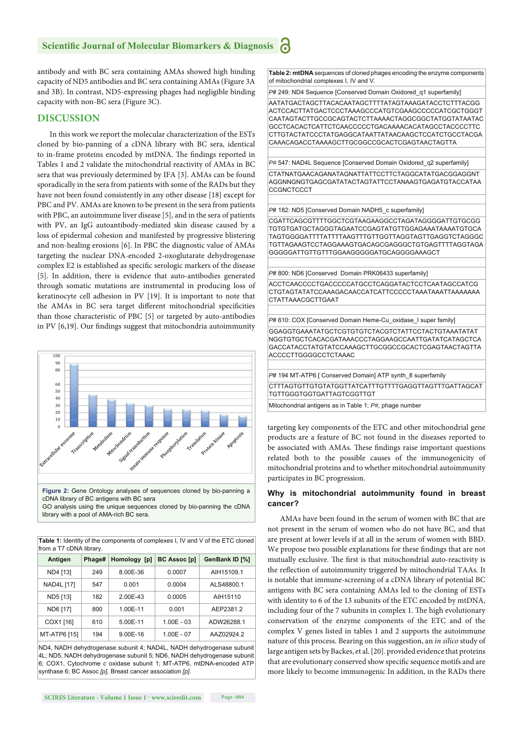antibody and with BC sera containing AMAs showed high binding capacity of ND5 antibodies and BC sera containing AMAs (Figure 3A and 3B). In contrast, ND5-expressing phages had negligible binding capacity with non-BC sera (Figure 3C).

## DISCUSSION

In this work we report the molecular characterization of the ESTs cloned by bio-panning of a cDNA library with BC sera, identical to in-frame proteins encoded by mtDNA. The findings reported in Tables 1 and 2 validate the mitochondrial reactivity of AMAs in BC sera that was previously determined by IFA [3]. AMAs can be found sporadically in the sera from patients with some of the RADs but they have not been found consistently in any other disease [18] except for PBC and PV. AMAs are known to be present in the sera from patients with PBC, an autoimmune liver disease [5], and in the sera of patients with PV, an IgG autoantibody-mediated skin disease caused by a loss of epidermal cohesion and manifested by progressive blistering and non-healing erosions [6]. In PBC the diagnostic value of AMAs targeting the nuclear DNA-encoded 2-oxoglutarate dehydrogenase complex E2 is established as specific serologic markers of the disease [5]. In addition, there is evidence that auto-antibodies generated through somatic mutations are instrumental in producing loss of keratinocyte cell adhesion in PV [19]. It is important to note that the AMAs in BC sera target different mitochondrial specificities than those characteristic of PBC [5] or targeted by auto-antibodies in PV [6,19]. Our findings suggest that mitochondria autoimmunity targeting key components of the ETC and other mitochondrial gene products are a feature of BC not found in the diseases reported to be associated with AMAs. These findings raise important questions related both to the possible causes of the immunogenicity of mitochondrial proteins and to whether mitochondrial autoimmunity participates in BC progression.

| Category | Value (approx.) |
|---|---|
| Extracellular exosome | 88 |
| Transcription | 45 |
| Metabolism | 38 |
| Mitochondrion | 33 |
| Signal transduction | 29 |
| innate immune response | 25 |
| Phosphorylation | 24 |
| Translation | 23 |
| Protein kinase | 17 |
| Apoptosis | 15 |

**Figure 2:** Gene Ontology analyses of sequences cloned by bio-panning a cDNA library of BC antigens with BC sera

GO analysis using the unique sequences cloned by bio-panning the cDNA library with a pool of AMA-rich BC sera.

**Table 1:** Identity of the components of complexes I, IV and V of the ETC cloned from a T7 cDNA library.

| Antigen | Phage# | Homology [p] | BC Assoc [p] | GenBank ID [%] |
|---|---|---|---|---|
| ND4 [13] | 249 | 8.00E-36 | 0.0007 | AIH15109.1 |
| NAD4L [17] | 547 | 0.001 | 0.0004 | ALS48800.1 |
| ND5 [13] | 182 | 2.00E-43 | 0.0005 | AIH15110 |
| ND6 [17] | 800 | 1.00E-11 | 0.001 | AEP2381.2 |
| COX1 [16] | 610 | 5.00E-11 | 1.00E - 03 | ADW26288.1 |
| MT-ATP6 [15] | 194 | 9.00E-16 | 1.00E - 07 | AAZ02924.2 |

ND4, NADH dehydrogenase subunit 4; NAD4L, NADH dehydrogenase subunit 4L; ND5, NADH dehydrogenase subunit 5; ND6, NADH dehydrogenase subunit 6; COX1, Cytochrome *c* oxidase subunit 1; MT-ATP6, mtDNA-encoded ATP synthase 6; BC Assoc *[p]*, Breast cancer association *[p]*.

**Table 2: mtDNA** sequences of cloned phages encoding the enzyme components of mitochondrial complexes I, IV and V.

*P#* 249: ND4 Sequence [Conserved Domain Oxidored_q1 superfamily]

AATATGACTAGCTTACACAATAGCTTTTATAGTAAAGATACCTCTTTACGG ACTCCACTTATGACTCCCTAAAGCCCATGTCGAAGCCCCCATCGCTGGGT CAATAGTACTTGCCGCAGTACTCTTAAAACTAGGCGGCTATGGTATAATAC GCCTCACACTCATTCTCAACCCCCTGACAAAACACATAGCCTACCCCTTC CTTGTACTATCCCTATGAGGCATAATTATAACAAGCTCCATCTGCCTACGA CAAACAGACCTAAAAGCTTGCGGCCGCACTCGAGTAACTAGTTA

*P#* 547: NAD4L Sequence [Conserved Domain Oxidored_q2 superfamily]

CTATNATGAACAGANATAGNATTATTCCTTCTAGGCATATGACGGAGGNT AGGNNGNGTGAGCGATATACTAGTATTCCTANAAGTGAGATGTACCATAA CCGNCTCCCT

*P#* 182: ND5 [Conserved Domain NADH5_c superfamily]

CGATTCAGCGTTTTGGCTCGTAAGAAGGCCTAGATAGGGGATTGTGCGG TGTGTGATGCTAGGGTAGAATCCGAGTATGTTGGAGAAATAAAATGTGCA TAGTGGGATTTTATTTTAAGTTTGTTGGTTAGGTAGTTGAGGTCTAGGGC TGTTAGAAGTCCTAGGAAAGTGACAGCGAGGGCTGTGAGTTTTAGGTAGA GGGGGATTGTTGTTTGGAAGGGGGATGCAGGGGAAAGCT

*P#* 800: ND6 [Conserved Domain PRK06433 superfamily]

ACCTCAACCCCTGACCCCCATGCCTCAGGATACTCCTCAATAGCCATCG CTGTAGTATATCCAAAGACAACCATCATTCCCCCTAAATAAATTAAAAAAA CTATTAAACGCTTGAAT

*P#* 610: COX [Conserved Domain Heme-Cu_oxidase_I super family]

GGAGGTGAAATATGCTCGTGTGTCTACGTCTATTCCTACTGTAAATATAT NGGTGTGCTCACACGATAAACCCTAGGAAGCCAATTGATATCATAGCTCA GACCATACCTATGTATCCAAAGCTTGCGGCCGCACTCGAGTAACTAGTTA ACCCCTTGGGGCCTCTAAAC

*P#* 194 MT-ATP6 [ Conserved Domain] ATP synth_8 superfamily

CTTTAGTGTTGTGTATGGTTATCATTTGTTTTGAGGTTAGTTTGATTAGCAT TGTTGGGTGGTGATTAGTCGGTTGT

Mitochondrial antigens as in Table 1; *P#*, phage number

### Why is mitochondrial autoimmunity found in breast cancer?

AMAs have been found in the serum of women with BC that are not present in the serum of women who do not have BC, and that are present at lower levels if at all in the serum of women with BBD. We propose two possible explanations for these findings that are not mutually exclusive. The first is that mitochondrial auto-reactivity is the reflection of autoimmunity triggered by mitochondrial TAAs. It is notable that immune-screening of a cDNA library of potential BC antigens with BC sera containing AMAs led to the cloning of ESTs with identity to 6 of the 13 subunits of the ETC encoded by mtDNA, including four of the 7 subunits in complex 1. The high evolutionary conservation of the enzyme components of the ETC and of the complex V genes listed in tables 1 and 2 supports the autoimmune nature of this process. Bearing on this suggestion, an *in silico* study of large antigen sets by Backes, et al. [20]. provided evidence that proteins that are evolutionary conserved show specific sequence motifs and are more likely to become immunogenic In addition, in the RADs there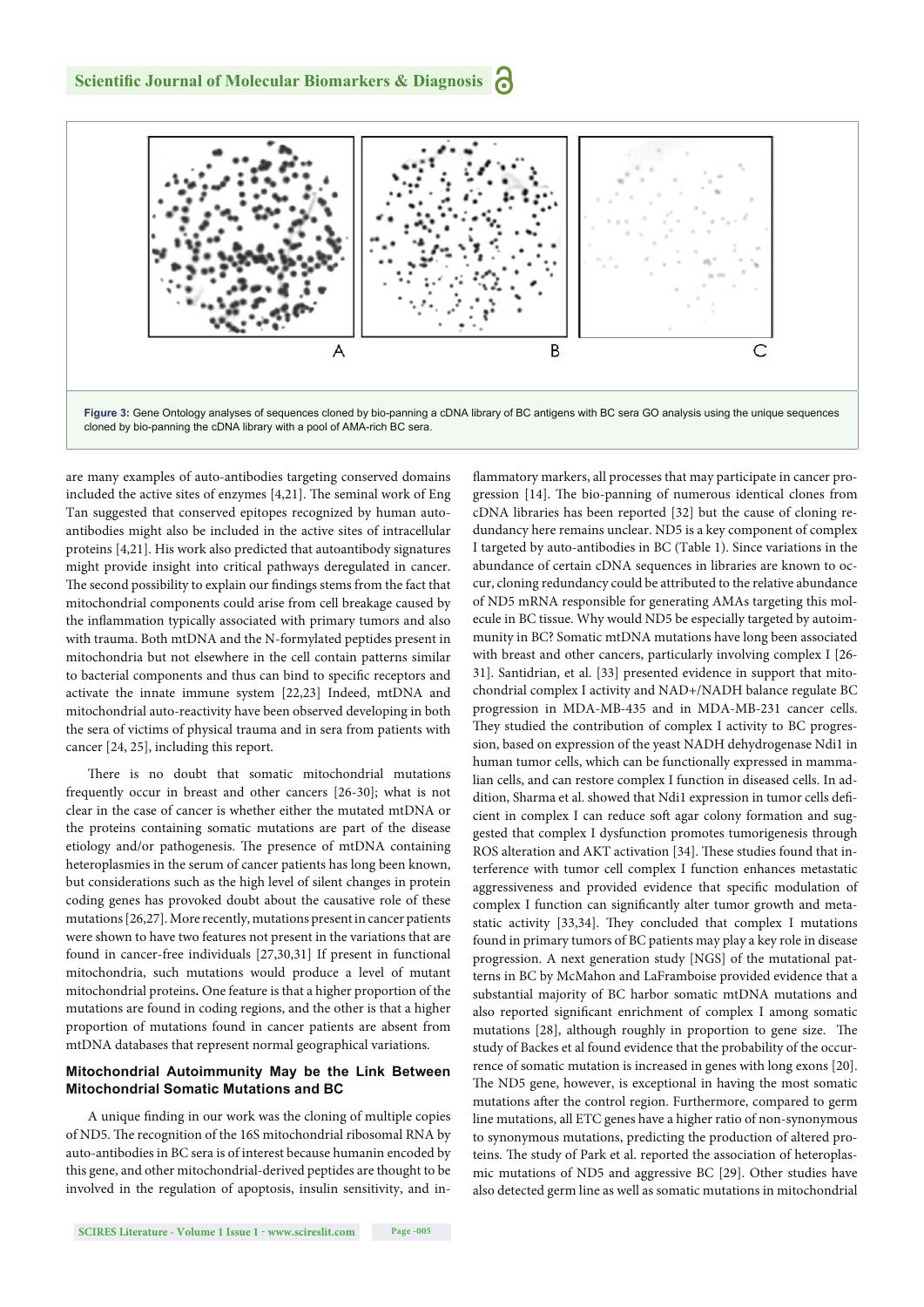**Figure 3:** Gene Ontology analyses of sequences cloned by bio-panning a cDNA library of BC antigens with BC sera GO analysis using the unique sequences cloned by bio-panning the cDNA library with a pool of AMA-rich BC sera.

are many examples of auto-antibodies targeting conserved domains included the active sites of enzymes [4,21]. The seminal work of Eng Tan suggested that conserved epitopes recognized by human autoantibodies might also be included in the active sites of intracellular proteins [4,21]. His work also predicted that autoantibody signatures might provide insight into critical pathways deregulated in cancer. The second possibility to explain our findings stems from the fact that mitochondrial components could arise from cell breakage caused by the inflammation typically associated with primary tumors and also with trauma. Both mtDNA and the N-formylated peptides present in mitochondria but not elsewhere in the cell contain patterns similar to bacterial components and thus can bind to specific receptors and activate the innate immune system [22,23] Indeed, mtDNA and mitochondrial auto-reactivity have been observed developing in both the sera of victims of physical trauma and in sera from patients with cancer [24, 25], including this report.

There is no doubt that somatic mitochondrial mutations frequently occur in breast and other cancers [26-30]; what is not clear in the case of cancer is whether either the mutated mtDNA or the proteins containing somatic mutations are part of the disease etiology and/or pathogenesis. The presence of mtDNA containing heteroplasmies in the serum of cancer patients has long been known, but considerations such as the high level of silent changes in protein coding genes has provoked doubt about the causative role of these mutations [26,27]. More recently, mutations present in cancer patients were shown to have two features not present in the variations that are found in cancer-free individuals [27,30,31] If present in functional mitochondria, such mutations would produce a level of mutant mitochondrial proteins**.** One feature is that a higher proportion of the mutations are found in coding regions, and the other is that a higher proportion of mutations found in cancer patients are absent from mtDNA databases that represent normal geographical variations.

### Mitochondrial Autoimmunity May be the Link Between Mitochondrial Somatic Mutations and BC

A unique finding in our work was the cloning of multiple copies of ND5. The recognition of the 16S mitochondrial ribosomal RNA by auto-antibodies in BC sera is of interest because humanin encoded by this gene, and other mitochondrial-derived peptides are thought to be involved in the regulation of apoptosis, insulin sensitivity, and inflammatory markers, all processes that may participate in cancer progression [14]. The bio-panning of numerous identical clones from cDNA libraries has been reported [32] but the cause of cloning redundancy here remains unclear. ND5 is a key component of complex I targeted by auto-antibodies in BC (Table 1). Since variations in the abundance of certain cDNA sequences in libraries are known to occur, cloning redundancy could be attributed to the relative abundance of ND5 mRNA responsible for generating AMAs targeting this molecule in BC tissue. Why would ND5 be especially targeted by autoimmunity in BC? Somatic mtDNA mutations have long been associated with breast and other cancers, particularly involving complex I [26-31]. Santidrian, et al. [33] presented evidence in support that mitochondrial complex I activity and NAD+/NADH balance regulate BC progression in MDA-MB-435 and in MDA-MB-231 cancer cells. They studied the contribution of complex I activity to BC progression, based on expression of the yeast NADH dehydrogenase Ndi1 in human tumor cells, which can be functionally expressed in mammalian cells, and can restore complex I function in diseased cells. In addition, Sharma et al. showed that Ndi1 expression in tumor cells deficient in complex I can reduce soft agar colony formation and suggested that complex I dysfunction promotes tumorigenesis through ROS alteration and AKT activation [34]. These studies found that interference with tumor cell complex I function enhances metastatic aggressiveness and provided evidence that specific modulation of complex I function can significantly alter tumor growth and metastatic activity [33,34]. They concluded that complex I mutations found in primary tumors of BC patients may play a key role in disease progression. A next generation study [NGS] of the mutational patterns in BC by McMahon and LaFramboise provided evidence that a substantial majority of BC harbor somatic mtDNA mutations and also reported significant enrichment of complex I among somatic mutations [28], although roughly in proportion to gene size. The study of Backes et al found evidence that the probability of the occurrence of somatic mutation is increased in genes with long exons [20]. The ND5 gene, however, is exceptional in having the most somatic mutations after the control region. Furthermore, compared to germ line mutations, all ETC genes have a higher ratio of non-synonymous to synonymous mutations, predicting the production of altered proteins. The study of Park et al. reported the association of heteroplasmic mutations of ND5 and aggressive BC [29]. Other studies have also detected germ line as well as somatic mutations in mitochondrial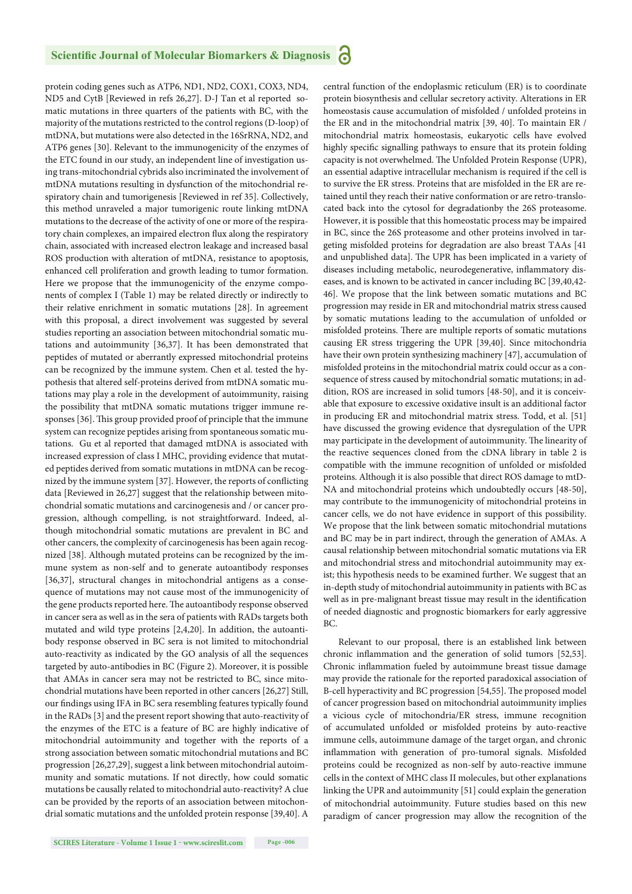protein coding genes such as ATP6, ND1, ND2, COX1, COX3, ND4, ND5 and CytB [Reviewed in refs 26,27]. D-J Tan et al reported somatic mutations in three quarters of the patients with BC, with the majority of the mutations restricted to the control regions (D-loop) of mtDNA, but mutations were also detected in the 16SrRNA, ND2, and ATP6 genes [30]. Relevant to the immunogenicity of the enzymes of the ETC found in our study, an independent line of investigation using trans-mitochondrial cybrids also incriminated the involvement of mtDNA mutations resulting in dysfunction of the mitochondrial respiratory chain and tumorigenesis [Reviewed in ref 35]. Collectively, this method unraveled a major tumorigenic route linking mtDNA mutations to the decrease of the activity of one or more of the respiratory chain complexes, an impaired electron flux along the respiratory chain, associated with increased electron leakage and increased basal ROS production with alteration of mtDNA, resistance to apoptosis, enhanced cell proliferation and growth leading to tumor formation. Here we propose that the immunogenicity of the enzyme components of complex I (Table 1) may be related directly or indirectly to their relative enrichment in somatic mutations [28]. In agreement with this proposal, a direct involvement was suggested by several studies reporting an association between mitochondrial somatic mutations and autoimmunity [36,37]. It has been demonstrated that peptides of mutated or aberrantly expressed mitochondrial proteins can be recognized by the immune system. Chen et al. tested the hypothesis that altered self-proteins derived from mtDNA somatic mutations may play a role in the development of autoimmunity, raising the possibility that mtDNA somatic mutations trigger immune responses [36]. This group provided proof of principle that the immune system can recognize peptides arising from spontaneous somatic mutations. Gu et al reported that damaged mtDNA is associated with increased expression of class I MHC, providing evidence that mutated peptides derived from somatic mutations in mtDNA can be recognized by the immune system [37]. However, the reports of conflicting data [Reviewed in 26,27] suggest that the relationship between mitochondrial somatic mutations and carcinogenesis and / or cancer progression, although compelling, is not straightforward. Indeed, although mitochondrial somatic mutations are prevalent in BC and other cancers, the complexity of carcinogenesis has been again recognized [38]. Although mutated proteins can be recognized by the immune system as non-self and to generate autoantibody responses [36,37], structural changes in mitochondrial antigens as a consequence of mutations may not cause most of the immunogenicity of the gene products reported here. The autoantibody response observed in cancer sera as well as in the sera of patients with RADs targets both mutated and wild type proteins [2,4,20]. In addition, the autoantibody response observed in BC sera is not limited to mitochondrial auto-reactivity as indicated by the GO analysis of all the sequences targeted by auto-antibodies in BC (Figure 2). Moreover, it is possible that AMAs in cancer sera may not be restricted to BC, since mitochondrial mutations have been reported in other cancers [26,27] Still, our findings using IFA in BC sera resembling features typically found in the RADs [3] and the present report showing that auto-reactivity of the enzymes of the ETC is a feature of BC are highly indicative of mitochondrial autoimmunity and together with the reports of a strong association between somatic mitochondrial mutations and BC progression [26,27,29], suggest a link between mitochondrial autoimmunity and somatic mutations. If not directly, how could somatic mutations be causally related to mitochondrial auto-reactivity? A clue can be provided by the reports of an association between mitochondrial somatic mutations and the unfolded protein response [39,40]. A central function of the endoplasmic reticulum (ER) is to coordinate protein biosynthesis and cellular secretory activity. Alterations in ER homeostasis cause accumulation of misfolded / unfolded proteins in the ER and in the mitochondrial matrix [39, 40]. To maintain ER / mitochondrial matrix homeostasis, eukaryotic cells have evolved highly specific signalling pathways to ensure that its protein folding capacity is not overwhelmed. The Unfolded Protein Response (UPR), an essential adaptive intracellular mechanism is required if the cell is to survive the ER stress. Proteins that are misfolded in the ER are retained until they reach their native conformation or are retro-translocated back into the cytosol for degradationby the 26S proteasome. However, it is possible that this homeostatic process may be impaired in BC, since the 26S proteasome and other proteins involved in targeting misfolded proteins for degradation are also breast TAAs [41 and unpublished data]. The UPR has been implicated in a variety of diseases including metabolic, neurodegenerative, inflammatory diseases, and is known to be activated in cancer including BC [39,40,42-46]. We propose that the link between somatic mutations and BC progression may reside in ER and mitochondrial matrix stress caused by somatic mutations leading to the accumulation of unfolded or misfolded proteins. There are multiple reports of somatic mutations causing ER stress triggering the UPR [39,40]. Since mitochondria have their own protein synthesizing machinery [47], accumulation of misfolded proteins in the mitochondrial matrix could occur as a consequence of stress caused by mitochondrial somatic mutations; in addition, ROS are increased in solid tumors [48-50], and it is conceivable that exposure to excessive oxidative insult is an additional factor in producing ER and mitochondrial matrix stress. Todd, et al. [51] have discussed the growing evidence that dysregulation of the UPR may participate in the development of autoimmunity. The linearity of the reactive sequences cloned from the cDNA library in table 2 is compatible with the immune recognition of unfolded or misfolded proteins. Although it is also possible that direct ROS damage to mtDNA and mitochondrial proteins which undoubtedly occurs [48-50], may contribute to the immunogenicity of mitochondrial proteins in cancer cells, we do not have evidence in support of this possibility. We propose that the link between somatic mitochondrial mutations and BC may be in part indirect, through the generation of AMAs. A causal relationship between mitochondrial somatic mutations via ER and mitochondrial stress and mitochondrial autoimmunity may exist; this hypothesis needs to be examined further. We suggest that an in-depth study of mitochondrial autoimmunity in patients with BC as well as in pre-malignant breast tissue may result in the identification of needed diagnostic and prognostic biomarkers for early aggressive BC.

Relevant to our proposal, there is an established link between chronic inflammation and the generation of solid tumors [52,53]. Chronic inflammation fueled by autoimmune breast tissue damage may provide the rationale for the reported paradoxical association of B-cell hyperactivity and BC progression [54,55]. The proposed model of cancer progression based on mitochondrial autoimmunity implies a vicious cycle of mitochondria/ER stress, immune recognition of accumulated unfolded or misfolded proteins by auto-reactive immune cells, autoimmune damage of the target organ, and chronic inflammation with generation of pro-tumoral signals. Misfolded proteins could be recognized as non-self by auto-reactive immune cells in the context of MHC class II molecules, but other explanations linking the UPR and autoimmunity [51] could explain the generation of mitochondrial autoimmunity. Future studies based on this new paradigm of cancer progression may allow the recognition of the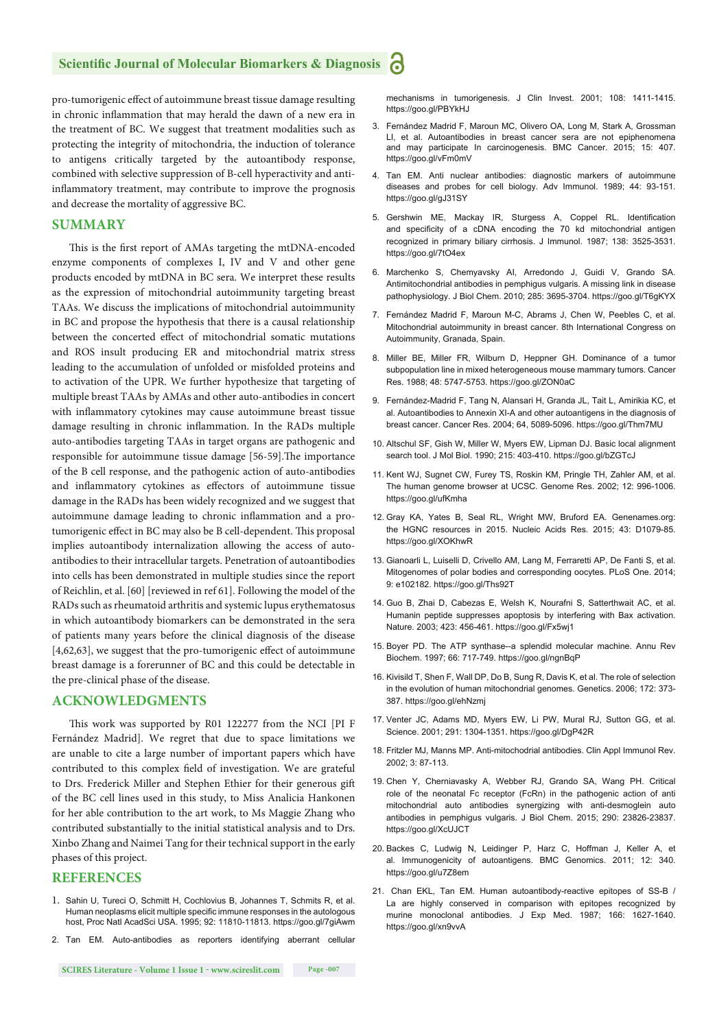pro-tumorigenic effect of autoimmune breast tissue damage resulting in chronic inflammation that may herald the dawn of a new era in the treatment of BC. We suggest that treatment modalities such as protecting the integrity of mitochondria, the induction of tolerance to antigens critically targeted by the autoantibody response, combined with selective suppression of B-cell hyperactivity and anti-inflammatory treatment, may contribute to improve the prognosis and decrease the mortality of aggressive BC.

## SUMMARY

This is the first report of AMAs targeting the mtDNA-encoded enzyme components of complexes I, IV and V and other gene products encoded by mtDNA in BC sera. We interpret these results as the expression of mitochondrial autoimmunity targeting breast TAAs. We discuss the implications of mitochondrial autoimmunity in BC and propose the hypothesis that there is a causal relationship between the concerted effect of mitochondrial somatic mutations and ROS insult producing ER and mitochondrial matrix stress leading to the accumulation of unfolded or misfolded proteins and to activation of the UPR. We further hypothesize that targeting of multiple breast TAAs by AMAs and other auto-antibodies in concert with inflammatory cytokines may cause autoimmune breast tissue damage resulting in chronic inflammation. In the RADs multiple auto-antibodies targeting TAAs in target organs are pathogenic and responsible for autoimmune tissue damage [56-59].The importance of the B cell response, and the pathogenic action of auto-antibodies and inflammatory cytokines as effectors of autoimmune tissue damage in the RADs has been widely recognized and we suggest that autoimmune damage leading to chronic inflammation and a pro-tumorigenic effect in BC may also be B cell-dependent. This proposal implies autoantibody internalization allowing the access of auto-antibodies to their intracellular targets. Penetration of autoantibodies into cells has been demonstrated in multiple studies since the report of Reichlin, et al. [60] [reviewed in ref 61]. Following the model of the RADs such as rheumatoid arthritis and systemic lupus erythematosus in which autoantibody biomarkers can be demonstrated in the sera of patients many years before the clinical diagnosis of the disease [4,62,63], we suggest that the pro-tumorigenic effect of autoimmune breast damage is a forerunner of BC and this could be detectable in the pre-clinical phase of the disease.

## ACKNOWLEDGMENTS

This work was supported by R01 122277 from the NCI [PI F Fernández Madrid]. We regret that due to space limitations we are unable to cite a large number of important papers which have contributed to this complex field of investigation. We are grateful to Drs. Frederick Miller and Stephen Ethier for their generous gift of the BC cell lines used in this study, to Miss Analicia Hankonen for her able contribution to the art work, to Ms Maggie Zhang who contributed substantially to the initial statistical analysis and to Drs. Xinbo Zhang and Naimei Tang for their technical support in the early phases of this project.

## REFERENCES

1. Sahin U, Tureci O, Schmitt H, Cochlovius B, Johannes T, Schmits R, et al. Human neoplasms elicit multiple specific immune responses in the autologous host, Proc Natl AcadSci USA. 1995; 92: 11810-11813. https://goo.gl/7giAwm
2. Tan EM. Auto-antibodies as reporters identifying aberrant cellular mechanisms in tumorigenesis. J Clin Invest. 2001; 108: 1411-1415. https://goo.gl/PBYkHJ
3. Fernández Madrid F, Maroun MC, Olivero OA, Long M, Stark A, Grossman LI, et al. Autoantibodies in breast cancer sera are not epiphenomena and may participate In carcinogenesis. BMC Cancer. 2015; 15: 407. https://goo.gl/vFm0mV
4. Tan EM. Anti nuclear antibodies: diagnostic markers of autoimmune diseases and probes for cell biology. Adv Immunol. 1989; 44: 93-151. https://goo.gl/gJ31SY
5. Gershwin ME, Mackay IR, Sturgess A, Coppel RL. Identification and specificity of a cDNA encoding the 70 kd mitochondrial antigen recognized in primary biliary cirrhosis. J Immunol. 1987; 138: 3525-3531. https://goo.gl/7tO4ex
6. Marchenko S, Chernyavsky AI, Arredondo J, Guidi V, Grando SA. Antimitochondrial antibodies in pemphigus vulgaris. A missing link in disease pathophysiology. J Biol Chem. 2010; 285: 3695-3704. https://goo.gl/T6gKYX
7. Fernández Madrid F, Maroun M-C, Abrams J, Chen W, Peebles C, et al. Mitochondrial autoimmunity in breast cancer. 8th International Congress on Autoimmunity, Granada, Spain.
8. Miller BE, Miller FR, Wilburn D, Heppner GH. Dominance of a tumor subpopulation line in mixed heterogeneous mouse mammary tumors. Cancer Res. 1988; 48: 5747-5753. https://goo.gl/ZON0aC
9. Fernández-Madrid F, Tang N, Alansari H, Granda JL, Tait L, Amirikia KC, et al. Autoantibodies to Annexin XI-A and other autoantigens in the diagnosis of breast cancer. Cancer Res. 2004; 64, 5089-5096. https://goo.gl/Thm7MU
10. Altschul SF, Gish W, Miller W, Myers EW, Lipman DJ. Basic local alignment search tool. J Mol Biol. 1990; 215: 403-410. https://goo.gl/bZGTcJ
11. Kent WJ, Sugnet CW, Furey TS, Roskin KM, Pringle TH, Zahler AM, et al. The human genome browser at UCSC. Genome Res. 2002; 12: 996-1006. https://goo.gl/ufKmha
12. Gray KA, Yates B, Seal RL, Wright MW, Bruford EA. Genenames.org: the HGNC resources in 2015. Nucleic Acids Res. 2015; 43: D1079-85. https://goo.gl/XOKhwR
13. Gianoarli L, Luiselli D, Crivello AM, Lang M, Ferraretti AP, De Fanti S, et al. Mitogenomes of polar bodies and corresponding oocytes. PLoS One. 2014; 9: e102182. https://goo.gl/Ths92T
14. Guo B, Zhai D, Cabezas E, Welsh K, Nourafni S, Satterthwait AC, et al. Humanin peptide suppresses apoptosis by interfering with Bax activation. Nature. 2003; 423: 456-461. https://goo.gl/Fx5wj1
15. Boyer PD. The ATP synthase--a splendid molecular machine. Annu Rev Biochem. 1997; 66: 717-749. https://goo.gl/ngnBqP
16. Kivisild T, Shen F, Wall DP, Do B, Sung R, Davis K, et al. The role of selection in the evolution of human mitochondrial genomes. Genetics. 2006; 172: 373-387. https://goo.gl/ehNzmj
17. Venter JC, Adams MD, Myers EW, Li PW, Mural RJ, Sutton GG, et al. Science. 2001; 291: 1304-1351. https://goo.gl/DgP42R
18. Fritzler MJ, Manns MP. Anti-mitochodrial antibodies. Clin Appl Immunol Rev. 2002; 3: 87-113.
19. Chen Y, Cherniavasky A, Webber RJ, Grando SA, Wang PH. Critical role of the neonatal Fc receptor (FcRn) in the pathogenic action of anti mitochondrial auto antibodies synergizing with anti-desmoglein auto antibodies in pemphigus vulgaris. J Biol Chem. 2015; 290: 23826-23837. https://goo.gl/XcUJCT
20. Backes C, Ludwig N, Leidinger P, Harz C, Hoffman J, Keller A, et al. Immunogenicity of autoantigens. BMC Genomics. 2011; 12: 340. https://goo.gl/u7Z8em
21. Chan EKL, Tan EM. Human autoantibody-reactive epitopes of SS-B / La are highly conserved in comparison with epitopes recognized by murine monoclonal antibodies. J Exp Med. 1987; 166: 1627-1640. https://goo.gl/xn9vvA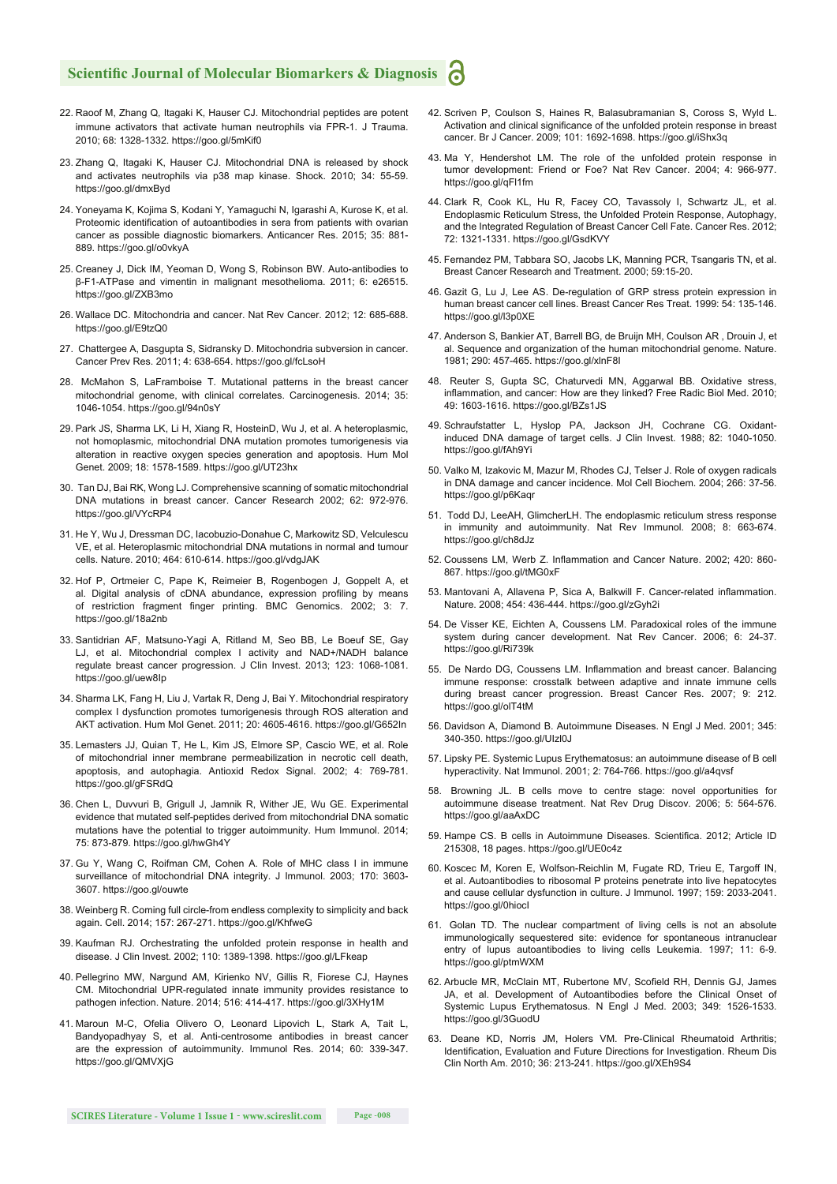22. Raoof M, Zhang Q, Itagaki K, Hauser CJ. Mitochondrial peptides are potent immune activators that activate human neutrophils via FPR-1. J Trauma. 2010; 68: 1328-1332. https://goo.gl/5mKif0

23. Zhang Q, Itagaki K, Hauser CJ. Mitochondrial DNA is released by shock and activates neutrophils via p38 map kinase. Shock. 2010; 34: 55-59. https://goo.gl/dmxByd

24. Yoneyama K, Kojima S, Kodani Y, Yamaguchi N, Igarashi A, Kurose K, et al. Proteomic identification of autoantibodies in sera from patients with ovarian cancer as possible diagnostic biomarkers. Anticancer Res. 2015; 35: 881-889. https://goo.gl/o0vkyA

25. Creaney J, Dick IM, Yeoman D, Wong S, Robinson BW. Auto-antibodies to β-F1-ATPase and vimentin in malignant mesothelioma. 2011; 6: e26515. https://goo.gl/ZXB3mo

26. Wallace DC. Mitochondria and cancer. Nat Rev Cancer. 2012; 12: 685-688. https://goo.gl/E9tzQ0

27. Chattergee A, Dasgupta S, Sidransky D. Mitochondria subversion in cancer. Cancer Prev Res. 2011; 4: 638-654. https://goo.gl/fcLsoH

28. McMahon S, LaFramboise T. Mutational patterns in the breast cancer mitochondrial genome, with clinical correlates. Carcinogenesis. 2014; 35: 1046-1054. https://goo.gl/94n0sY

29. Park JS, Sharma LK, Li H, Xiang R, HosteinD, Wu J, et al. A heteroplasmic, not homoplasmic, mitochondrial DNA mutation promotes tumorigenesis via alteration in reactive oxygen species generation and apoptosis. Hum Mol Genet. 2009; 18: 1578-1589. https://goo.gl/UT23hx

30. Tan DJ, Bai RK, Wong LJ. Comprehensive scanning of somatic mitochondrial DNA mutations in breast cancer. Cancer Research 2002; 62: 972-976. https://goo.gl/VYcRP4

31. He Y, Wu J, Dressman DC, Iacobuzio-Donahue C, Markowitz SD, Velculescu VE, et al. Heteroplasmic mitochondrial DNA mutations in normal and tumour cells. Nature. 2010; 464: 610-614. https://goo.gl/vdgJAK

32. Hof P, Ortmeier C, Pape K, Reimeier B, Rogenbogen J, Goppelt A, et al. Digital analysis of cDNA abundance, expression profiling by means of restriction fragment finger printing. BMC Genomics. 2002; 3: 7. https://goo.gl/18a2nb

33. Santidrian AF, Matsuno-Yagi A, Ritland M, Seo BB, Le Boeuf SE, Gay LJ, et al. Mitochondrial complex I activity and NAD+/NADH balance regulate breast cancer progression. J Clin Invest. 2013; 123: 1068-1081. https://goo.gl/uew8Ip

34. Sharma LK, Fang H, Liu J, Vartak R, Deng J, Bai Y. Mitochondrial respiratory complex I dysfunction promotes tumorigenesis through ROS alteration and AKT activation. Hum Mol Genet. 2011; 20: 4605-4616. https://goo.gl/G652In

35. Lemasters JJ, Quian T, He L, Kim JS, Elmore SP, Cascio WE, et al. Role of mitochondrial inner membrane permeabilization in necrotic cell death, apoptosis, and autophagia. Antioxid Redox Signal. 2002; 4: 769-781. https://goo.gl/gFSRdQ

36. Chen L, Duvvuri B, Grigull J, Jamnik R, Wither JE, Wu GE. Experimental evidence that mutated self-peptides derived from mitochondrial DNA somatic mutations have the potential to trigger autoimmunity. Hum Immunol. 2014; 75: 873-879. https://goo.gl/hwGh4Y

37. Gu Y, Wang C, Roifman CM, Cohen A. Role of MHC class I in immune surveillance of mitochondrial DNA integrity. J Immunol. 2003; 170: 3603-3607. https://goo.gl/ouwte

38. Weinberg R. Coming full circle-from endless complexity to simplicity and back again. Cell. 2014; 157: 267-271. https://goo.gl/KhfweG

39. Kaufman RJ. Orchestrating the unfolded protein response in health and disease. J Clin Invest. 2002; 110: 1389-1398. https://goo.gl/LFkeap

40. Pellegrino MW, Nargund AM, Kirienko NV, Gillis R, Fiorese CJ, Haynes CM. Mitochondrial UPR-regulated innate immunity provides resistance to pathogen infection. Nature. 2014; 516: 414-417. https://goo.gl/3XHy1M

41. Maroun M-C, Ofelia Olivero O, Leonard Lipovich L, Stark A, Tait L, Bandyopadhyay S, et al. Anti-centrosome antibodies in breast cancer are the expression of autoimmunity. Immunol Res. 2014; 60: 339-347. https://goo.gl/QMVXjG

42. Scriven P, Coulson S, Haines R, Balasubramanian S, Coross S, Wyld L. Activation and clinical significance of the unfolded protein response in breast cancer. Br J Cancer. 2009; 101: 1692-1698. https://goo.gl/iShx3q

43. Ma Y, Hendershot LM. The role of the unfolded protein response in tumor development: Friend or Foe? Nat Rev Cancer. 2004; 4: 966-977. https://goo.gl/qFl1fm

44. Clark R, Cook KL, Hu R, Facey CO, Tavassoly I, Schwartz JL, et al. Endoplasmic Reticulum Stress, the Unfolded Protein Response, Autophagy, and the Integrated Regulation of Breast Cancer Cell Fate. Cancer Res. 2012; 72: 1321-1331. https://goo.gl/GsdKVY

45. Fernandez PM, Tabbara SO, Jacobs LK, Manning PCR, Tsangaris TN, et al. Breast Cancer Research and Treatment. 2000; 59:15-20.

46. Gazit G, Lu J, Lee AS. De-regulation of GRP stress protein expression in human breast cancer cell lines. Breast Cancer Res Treat. 1999: 54: 135-146. https://goo.gl/l3p0XE

47. Anderson S, Bankier AT, Barrell BG, de Bruijn MH, Coulson AR , Drouin J, et al. Sequence and organization of the human mitochondrial genome. Nature. 1981; 290: 457-465. https://goo.gl/xlnF8I

48. Reuter S, Gupta SC, Chaturvedi MN, Aggarwal BB. Oxidative stress, inflammation, and cancer: How are they linked? Free Radic Biol Med. 2010; 49: 1603-1616. https://goo.gl/BZs1JS

49. Schraufstatter L, Hyslop PA, Jackson JH, Cochrane CG. Oxidant-induced DNA damage of target cells. J Clin Invest. 1988; 82: 1040-1050. https://goo.gl/fAh9Yi

50. Valko M, Izakovic M, Mazur M, Rhodes CJ, Telser J. Role of oxygen radicals in DNA damage and cancer incidence. Mol Cell Biochem. 2004; 266: 37-56. https://goo.gl/p6Kaqr

51. Todd DJ, LeeAH, GlimcherLH. The endoplasmic reticulum stress response in immunity and autoimmunity. Nat Rev Immunol. 2008; 8: 663-674. https://goo.gl/ch8dJz

52. Coussens LM, Werb Z. Inflammation and Cancer Nature. 2002; 420: 860-867. https://goo.gl/tMG0xF

53. Mantovani A, Allavena P, Sica A, Balkwill F. Cancer-related inflammation. Nature. 2008; 454: 436-444. https://goo.gl/zGyh2i

54. De Visser KE, Eichten A, Coussens LM. Paradoxical roles of the immune system during cancer development. Nat Rev Cancer. 2006; 6: 24-37. https://goo.gl/Ri739k

55. De Nardo DG, Coussens LM. Inflammation and breast cancer. Balancing immune response: crosstalk between adaptive and innate immune cells during breast cancer progression. Breast Cancer Res. 2007; 9: 212. https://goo.gl/oIT4tM

56. Davidson A, Diamond B. Autoimmune Diseases. N Engl J Med. 2001; 345: 340-350. https://goo.gl/UIzl0J

57. Lipsky PE. Systemic Lupus Erythematosus: an autoimmune disease of B cell hyperactivity. Nat Immunol. 2001; 2: 764-766. https://goo.gl/a4qvsf

58. Browning JL. B cells move to centre stage: novel opportunities for autoimmune disease treatment. Nat Rev Drug Discov. 2006; 5: 564-576. https://goo.gl/aaAxDC

59. Hampe CS. B cells in Autoimmune Diseases. Scientifica. 2012; Article ID 215308, 18 pages. https://goo.gl/UE0c4z

60. Koscec M, Koren E, Wolfson-Reichlin M, Fugate RD, Trieu E, Targoff IN, et al. Autoantibodies to ribosomal P proteins penetrate into live hepatocytes and cause cellular dysfunction in culture. J Immunol. 1997; 159: 2033-2041. https://goo.gl/0hiocl

61. Golan TD. The nuclear compartment of living cells is not an absolute immunologically sequestered site: evidence for spontaneous intranuclear entry of lupus autoantibodies to living cells Leukemia. 1997; 11: 6-9. https://goo.gl/ptmWXM

62. Arbucle MR, McClain MT, Rubertone MV, Scofield RH, Dennis GJ, James JA, et al. Development of Autoantibodies before the Clinical Onset of Systemic Lupus Erythematosus. N Engl J Med. 2003; 349: 1526-1533. https://goo.gl/3GuodU

63. Deane KD, Norris JM, Holers VM. Pre-Clinical Rheumatoid Arthritis; Identification, Evaluation and Future Directions for Investigation. Rheum Dis Clin North Am. 2010; 36: 213-241. https://goo.gl/XEh9S4